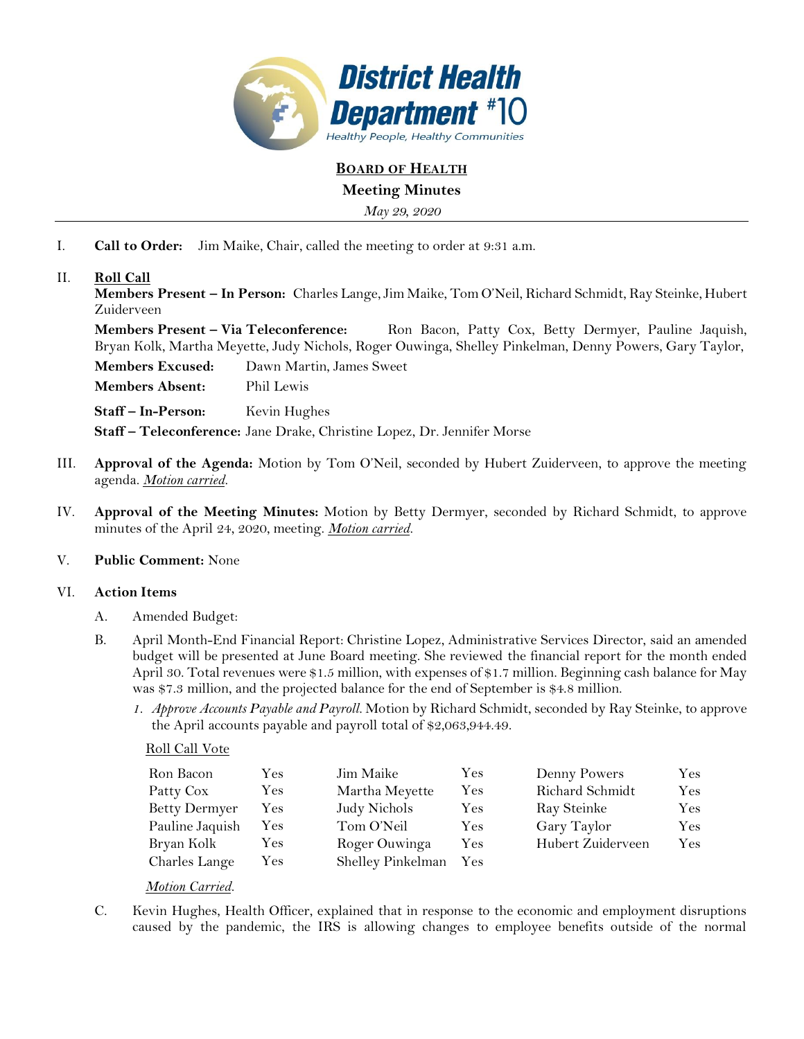# District Health Department #10

*Healthy People, Healthy Communities*

## BOARD OF HEALTH

### Meeting Minutes

*May 29, 2020*

I. **Call to Order:** Jim Maike, Chair, called the meeting to order at 9:31 a.m.

II. **Roll Call**

**Members Present – In Person:** Charles Lange, Jim Maike, Tom O'Neil, Richard Schmidt, Ray Steinke, Hubert Zuiderveen

**Members Present – Via Teleconference:** Ron Bacon, Patty Cox, Betty Dermyer, Pauline Jaquish, Bryan Kolk, Martha Meyette, Judy Nichols, Roger Ouwinga, Shelley Pinkelman, Denny Powers, Gary Taylor,

**Members Excused:** Dawn Martin, James Sweet

**Members Absent:** Phil Lewis

**Staff – In-Person:** Kevin Hughes

**Staff – Teleconference:** Jane Drake, Christine Lopez, Dr. Jennifer Morse

III. **Approval of the Agenda:** Motion by Tom O'Neil, seconded by Hubert Zuiderveen, to approve the meeting agenda. ***Motion carried***.

IV. **Approval of the Meeting Minutes:** Motion by Betty Dermyer, seconded by Richard Schmidt, to approve minutes of the April 24, 2020, meeting. ***Motion carried***.

V. **Public Comment:** None

VI. **Action Items**

A. Amended Budget:

B. April Month-End Financial Report: Christine Lopez, Administrative Services Director, said an amended budget will be presented at June Board meeting. She reviewed the financial report for the month ended April 30. Total revenues were $1.5 million, with expenses of $1.7 million. Beginning cash balance for May was $7.3 million, and the projected balance for the end of September is $4.8 million.

1. *Approve Accounts Payable and Payroll.* Motion by Richard Schmidt, seconded by Ray Steinke, to approve the April accounts payable and payroll total of $2,063,944.49.

Roll Call Vote

| | | | | | |
|---|---|---|---|---|---|
| Ron Bacon | Yes | Jim Maike | Yes | Denny Powers | Yes |
| Patty Cox | Yes | Martha Meyette | Yes | Richard Schmidt | Yes |
| Betty Dermyer | Yes | Judy Nichols | Yes | Ray Steinke | Yes |
| Pauline Jaquish | Yes | Tom O'Neil | Yes | Gary Taylor | Yes |
| Bryan Kolk | Yes | Roger Ouwinga | Yes | Hubert Zuiderveen | Yes |
| Charles Lange | Yes | Shelley Pinkelman | Yes | | |

***Motion Carried***.

C. Kevin Hughes, Health Officer, explained that in response to the economic and employment disruptions caused by the pandemic, the IRS is allowing changes to employee benefits outside of the normal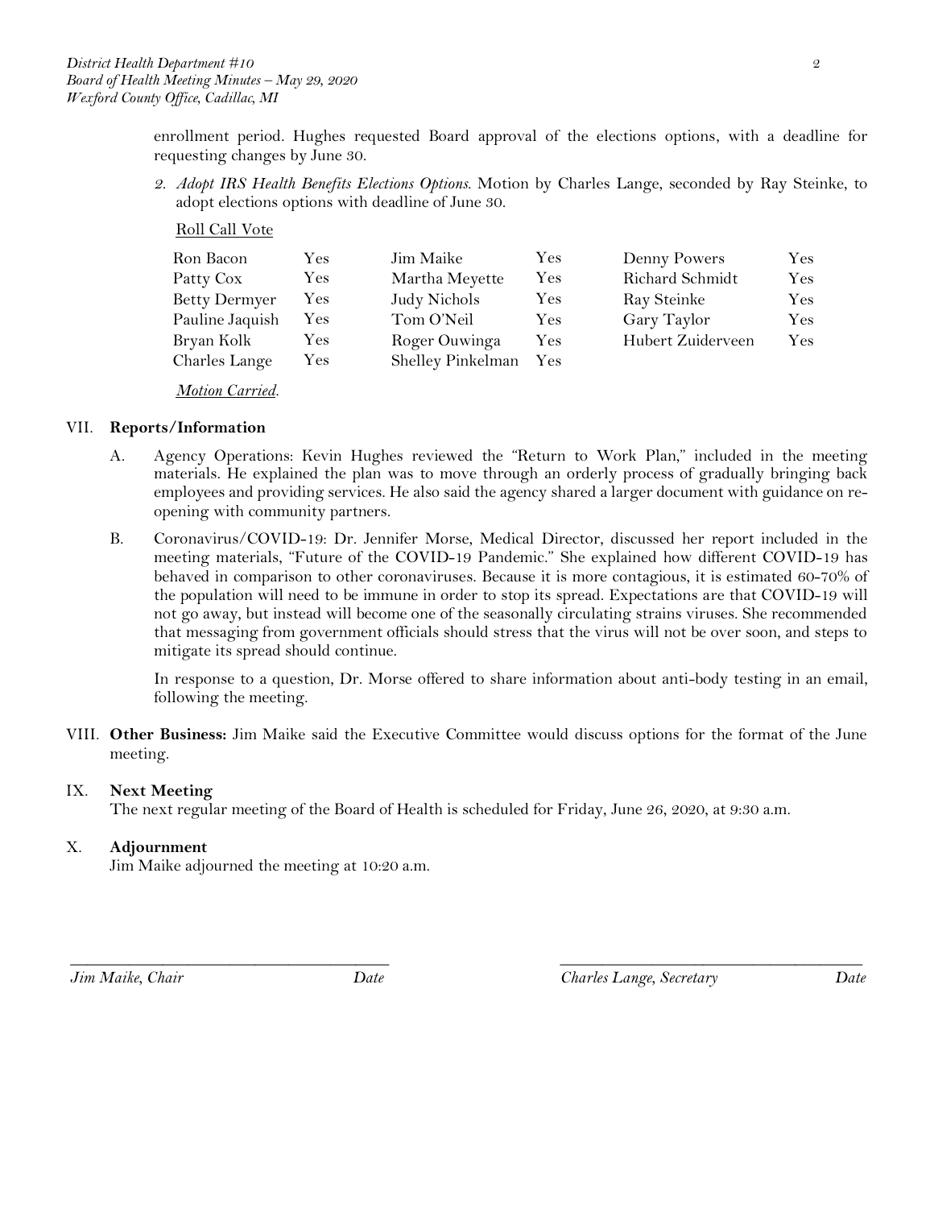enrollment period. Hughes requested Board approval of the elections options, with a deadline for requesting changes by June 30.

2. *Adopt IRS Health Benefits Elections Options.* Motion by Charles Lange, seconded by Ray Steinke, to adopt elections options with deadline of June 30.

   Roll Call Vote

| | | | | | |
|---|---|---|---|---|---|
| Ron Bacon | Yes | Jim Maike | Yes | Denny Powers | Yes |
| Patty Cox | Yes | Martha Meyette | Yes | Richard Schmidt | Yes |
| Betty Dermyer | Yes | Judy Nichols | Yes | Ray Steinke | Yes |
| Pauline Jaquish | Yes | Tom O'Neil | Yes | Gary Taylor | Yes |
| Bryan Kolk | Yes | Roger Ouwinga | Yes | Hubert Zuiderveen | Yes |
| Charles Lange | Yes | Shelley Pinkelman | Yes | | |

   *Motion Carried.*

VII. **Reports/Information**

A. Agency Operations: Kevin Hughes reviewed the "Return to Work Plan," included in the meeting materials. He explained the plan was to move through an orderly process of gradually bringing back employees and providing services. He also said the agency shared a larger document with guidance on re-opening with community partners.

B. Coronavirus/COVID-19: Dr. Jennifer Morse, Medical Director, discussed her report included in the meeting materials, "Future of the COVID-19 Pandemic." She explained how different COVID-19 has behaved in comparison to other coronaviruses. Because it is more contagious, it is estimated 60-70% of the population will need to be immune in order to stop its spread. Expectations are that COVID-19 will not go away, but instead will become one of the seasonally circulating strains viruses. She recommended that messaging from government officials should stress that the virus will not be over soon, and steps to mitigate its spread should continue.

   In response to a question, Dr. Morse offered to share information about anti-body testing in an email, following the meeting.

VIII. **Other Business:** Jim Maike said the Executive Committee would discuss options for the format of the June meeting.

IX. **Next Meeting**
The next regular meeting of the Board of Health is scheduled for Friday, June 26, 2020, at 9:30 a.m.

X. **Adjournment**
Jim Maike adjourned the meeting at 10:20 a.m.

_________________________________ 
*Jim Maike, Chair* *Date*

_________________________________ 
*Charles Lange, Secretary* *Date*